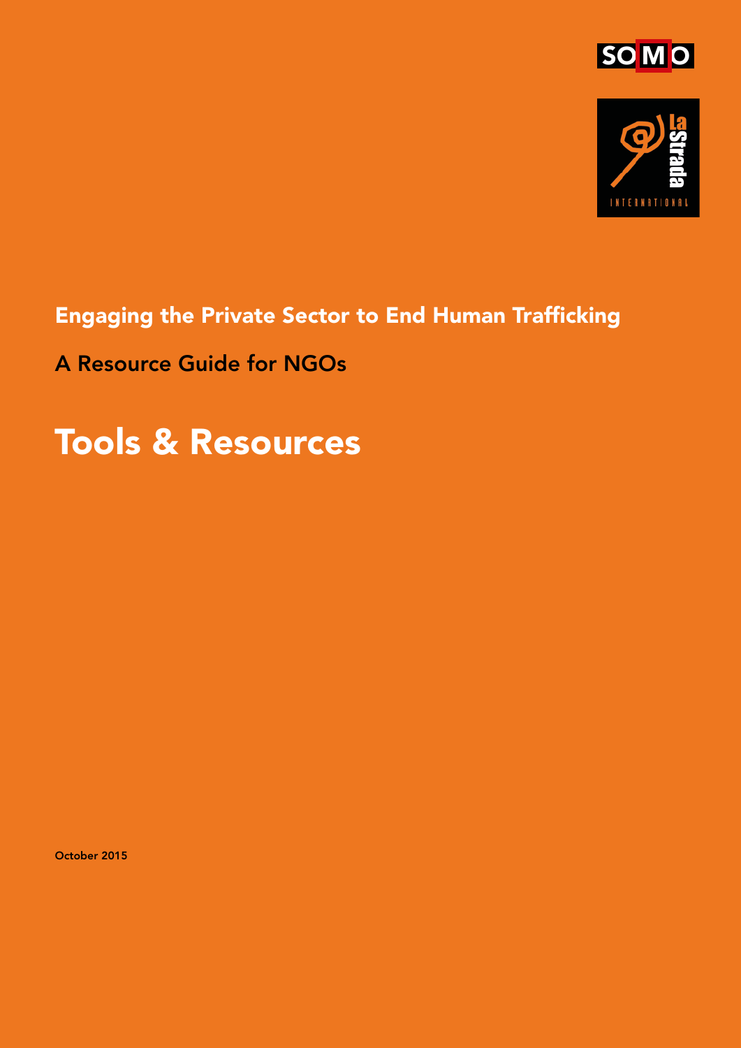SOMO

La Strada International

**Engaging the Private Sector to End Human Trafficking**

A Resource Guide for NGOs

# Tools & Resources

October 2015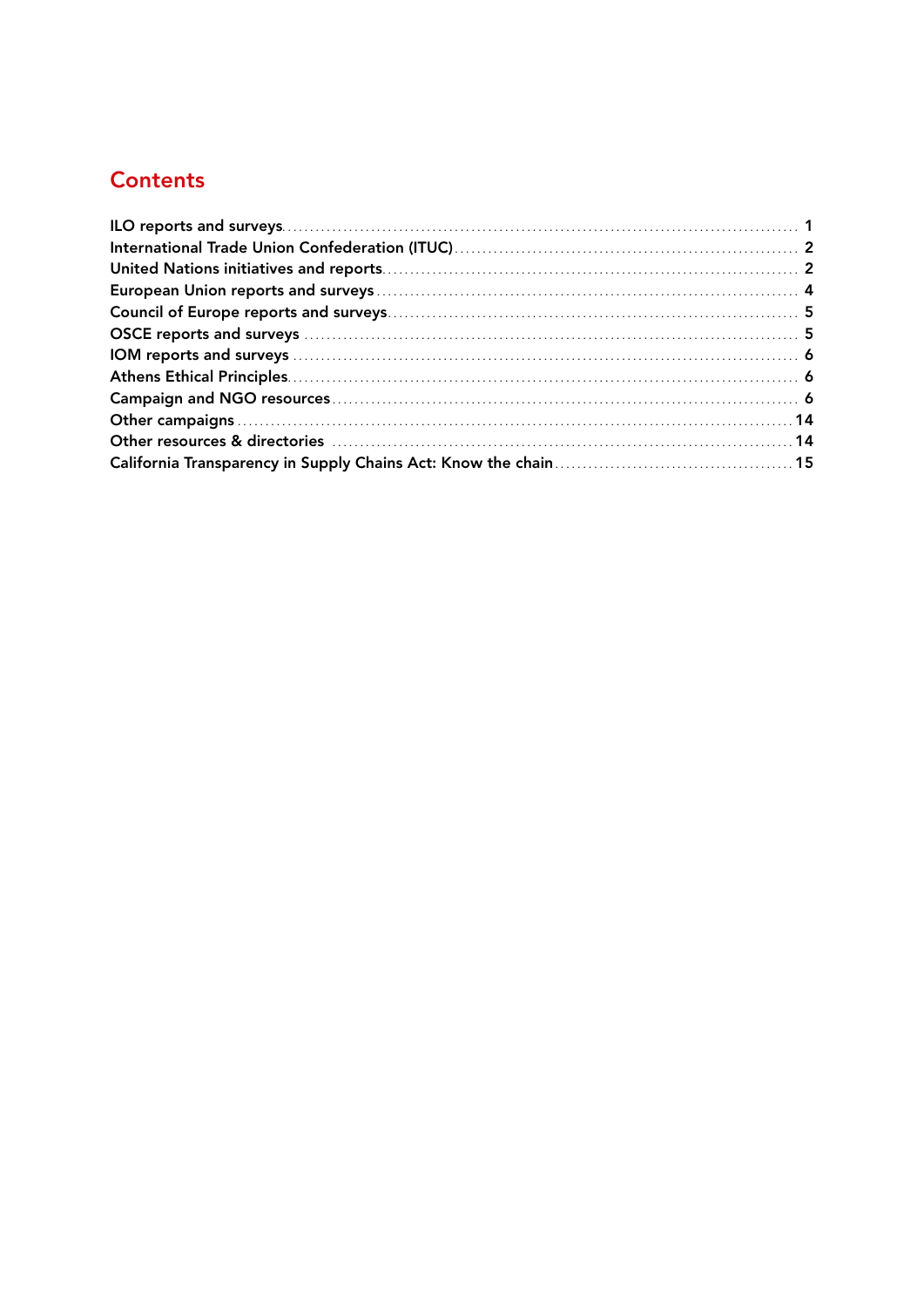# Contents

| | |
|---|---|
| ILO reports and surveys | 1 |
| International Trade Union Confederation (ITUC) | 2 |
| United Nations initiatives and reports | 2 |
| European Union reports and surveys | 4 |
| Council of Europe reports and surveys | 5 |
| OSCE reports and surveys | 5 |
| IOM reports and surveys | 6 |
| Athens Ethical Principles | 6 |
| Campaign and NGO resources | 6 |
| Other campaigns | 14 |
| Other resources & directories | 14 |
| California Transparency in Supply Chains Act: Know the chain | 15 |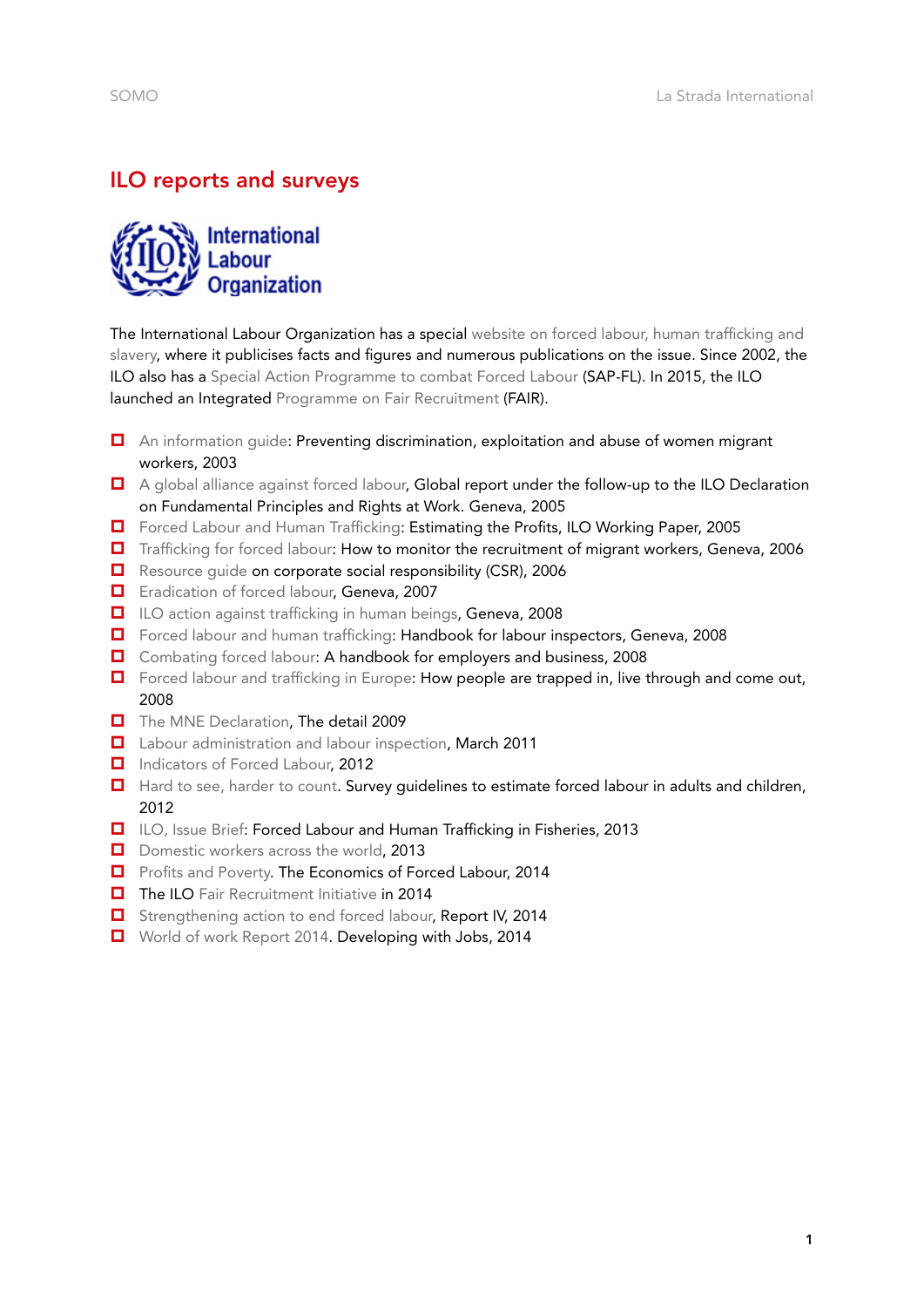## ILO reports and surveys

The International Labour Organization has a special website on forced labour, human trafficking and slavery, where it publicises facts and figures and numerous publications on the issue. Since 2002, the ILO also has a Special Action Programme to combat Forced Labour (SAP-FL). In 2015, the ILO launched an Integrated Programme on Fair Recruitment (FAIR).

- An information guide: Preventing discrimination, exploitation and abuse of women migrant workers, 2003
- A global alliance against forced labour, Global report under the follow-up to the ILO Declaration on Fundamental Principles and Rights at Work. Geneva, 2005
- Forced Labour and Human Trafficking: Estimating the Profits, ILO Working Paper, 2005
- Trafficking for forced labour: How to monitor the recruitment of migrant workers, Geneva, 2006
- Resource guide on corporate social responsibility (CSR), 2006
- Eradication of forced labour, Geneva, 2007
- ILO action against trafficking in human beings, Geneva, 2008
- Forced labour and human trafficking: Handbook for labour inspectors, Geneva, 2008
- Combating forced labour: A handbook for employers and business, 2008
- Forced labour and trafficking in Europe: How people are trapped in, live through and come out, 2008
- The MNE Declaration, The detail 2009
- Labour administration and labour inspection, March 2011
- Indicators of Forced Labour, 2012
- Hard to see, harder to count. Survey guidelines to estimate forced labour in adults and children, 2012
- ILO, Issue Brief: Forced Labour and Human Trafficking in Fisheries, 2013
- Domestic workers across the world, 2013
- Profits and Poverty. The Economics of Forced Labour, 2014
- The ILO Fair Recruitment Initiative in 2014
- Strengthening action to end forced labour, Report IV, 2014
- World of work Report 2014. Developing with Jobs, 2014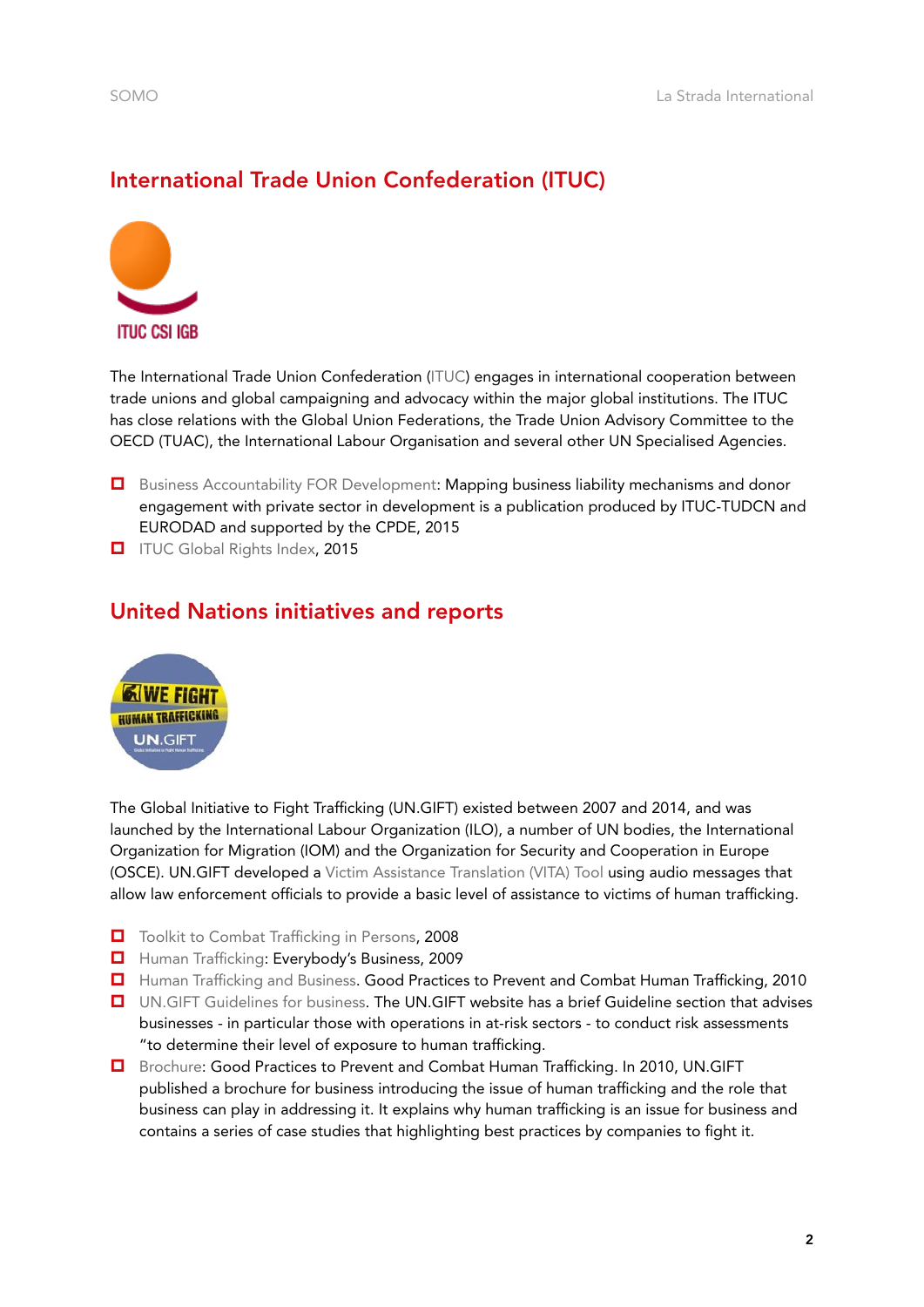## International Trade Union Confederation (ITUC)

The International Trade Union Confederation (ITUC) engages in international cooperation between trade unions and global campaigning and advocacy within the major global institutions. The ITUC has close relations with the Global Union Federations, the Trade Union Advisory Committee to the OECD (TUAC), the International Labour Organisation and several other UN Specialised Agencies.

- Business Accountability FOR Development: Mapping business liability mechanisms and donor engagement with private sector in development is a publication produced by ITUC-TUDCN and EURODAD and supported by the CPDE, 2015
- ITUC Global Rights Index, 2015

## United Nations initiatives and reports

The Global Initiative to Fight Trafficking (UN.GIFT) existed between 2007 and 2014, and was launched by the International Labour Organization (ILO), a number of UN bodies, the International Organization for Migration (IOM) and the Organization for Security and Cooperation in Europe (OSCE). UN.GIFT developed a Victim Assistance Translation (VITA) Tool using audio messages that allow law enforcement officials to provide a basic level of assistance to victims of human trafficking.

- Toolkit to Combat Trafficking in Persons, 2008
- Human Trafficking: Everybody's Business, 2009
- Human Trafficking and Business. Good Practices to Prevent and Combat Human Trafficking, 2010
- UN.GIFT Guidelines for business. The UN.GIFT website has a brief Guideline section that advises businesses - in particular those with operations in at-risk sectors - to conduct risk assessments "to determine their level of exposure to human trafficking.
- Brochure: Good Practices to Prevent and Combat Human Trafficking. In 2010, UN.GIFT published a brochure for business introducing the issue of human trafficking and the role that business can play in addressing it. It explains why human trafficking is an issue for business and contains a series of case studies that highlighting best practices by companies to fight it.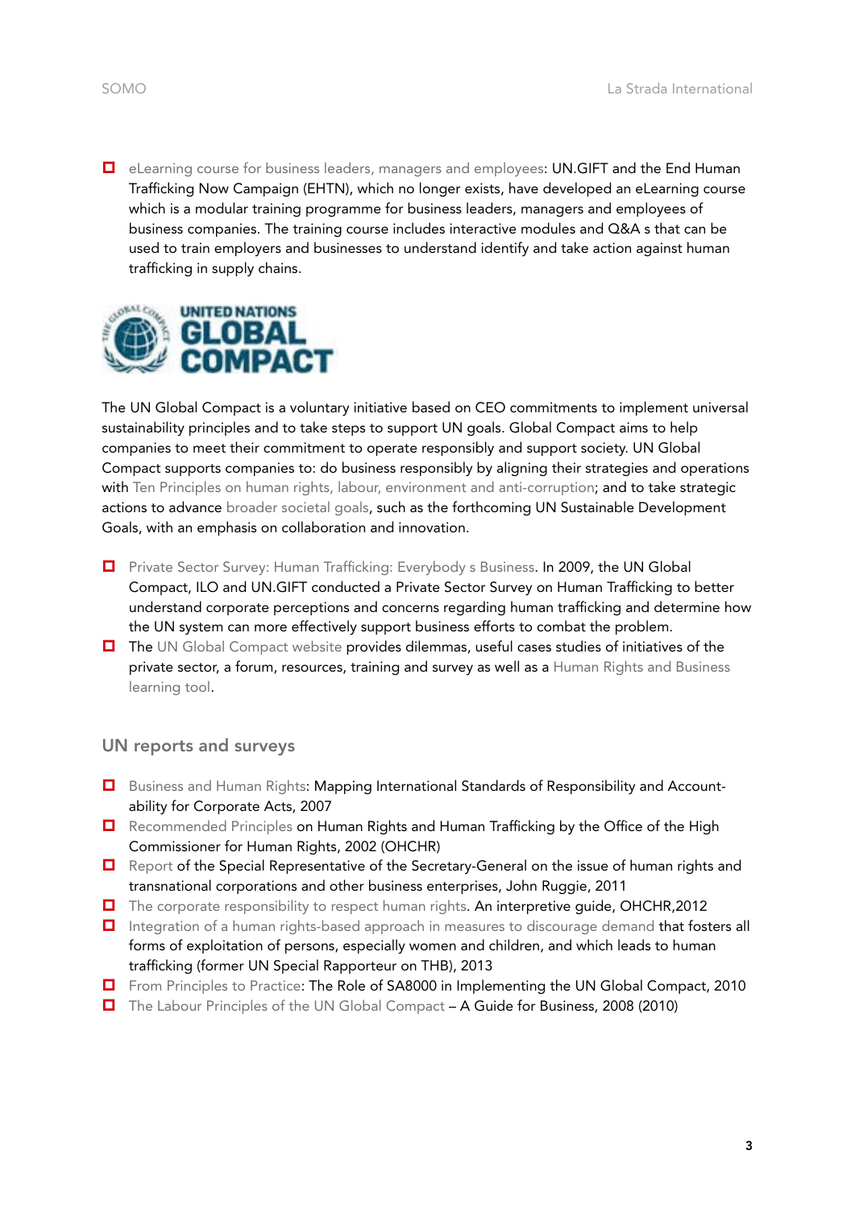- eLearning course for business leaders, managers and employees: UN.GIFT and the End Human Trafficking Now Campaign (EHTN), which no longer exists, have developed an eLearning course which is a modular training programme for business leaders, managers and employees of business companies. The training course includes interactive modules and Q&A s that can be used to train employers and businesses to understand identify and take action against human trafficking in supply chains.

UNITED NATIONS GLOBAL COMPACT

The UN Global Compact is a voluntary initiative based on CEO commitments to implement universal sustainability principles and to take steps to support UN goals. Global Compact aims to help companies to meet their commitment to operate responsibly and support society. UN Global Compact supports companies to: do business responsibly by aligning their strategies and operations with Ten Principles on human rights, labour, environment and anti-corruption; and to take strategic actions to advance broader societal goals, such as the forthcoming UN Sustainable Development Goals, with an emphasis on collaboration and innovation.

- Private Sector Survey: Human Trafficking: Everybody s Business. In 2009, the UN Global Compact, ILO and UN.GIFT conducted a Private Sector Survey on Human Trafficking to better understand corporate perceptions and concerns regarding human trafficking and determine how the UN system can more effectively support business efforts to combat the problem.
- The UN Global Compact website provides dilemmas, useful cases studies of initiatives of the private sector, a forum, resources, training and survey as well as a Human Rights and Business learning tool.

## UN reports and surveys

- Business and Human Rights: Mapping International Standards of Responsibility and Accountability for Corporate Acts, 2007
- Recommended Principles on Human Rights and Human Trafficking by the Office of the High Commissioner for Human Rights, 2002 (OHCHR)
- Report of the Special Representative of the Secretary-General on the issue of human rights and transnational corporations and other business enterprises, John Ruggie, 2011
- The corporate responsibility to respect human rights. An interpretive guide, OHCHR,2012
- Integration of a human rights-based approach in measures to discourage demand that fosters all forms of exploitation of persons, especially women and children, and which leads to human trafficking (former UN Special Rapporteur on THB), 2013
- From Principles to Practice: The Role of SA8000 in Implementing the UN Global Compact, 2010
- The Labour Principles of the UN Global Compact – A Guide for Business, 2008 (2010)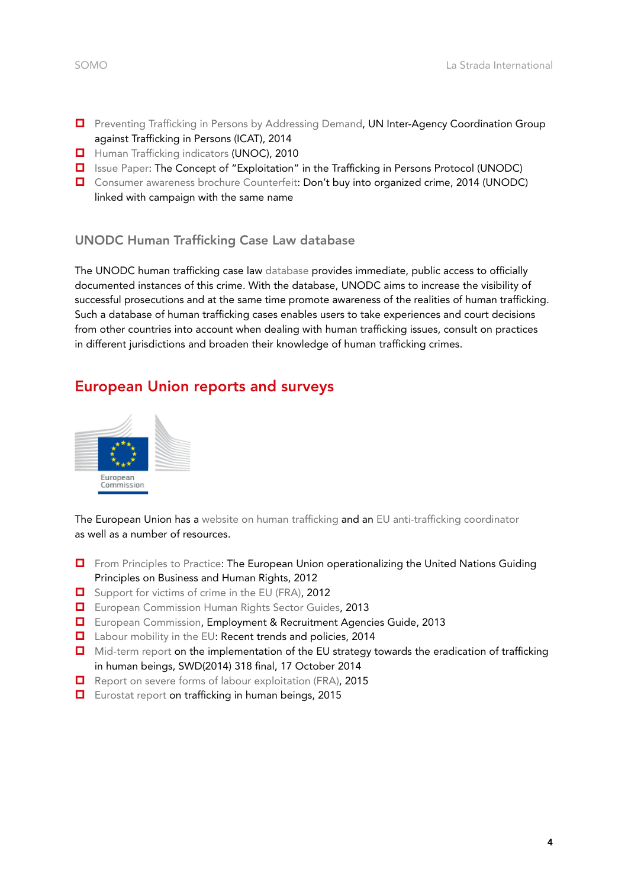- Preventing Trafficking in Persons by Addressing Demand, UN Inter-Agency Coordination Group against Trafficking in Persons (ICAT), 2014
- Human Trafficking indicators (UNOC), 2010
- Issue Paper: The Concept of "Exploitation" in the Trafficking in Persons Protocol (UNODC)
- Consumer awareness brochure Counterfeit: Don't buy into organized crime, 2014 (UNODC) linked with campaign with the same name

### UNODC Human Trafficking Case Law database

The UNODC human trafficking case law database provides immediate, public access to officially documented instances of this crime. With the database, UNODC aims to increase the visibility of successful prosecutions and at the same time promote awareness of the realities of human trafficking. Such a database of human trafficking cases enables users to take experiences and court decisions from other countries into account when dealing with human trafficking issues, consult on practices in different jurisdictions and broaden their knowledge of human trafficking crimes.

## European Union reports and surveys

European Commission

The European Union has a website on human trafficking and an EU anti-trafficking coordinator as well as a number of resources.

- From Principles to Practice: The European Union operationalizing the United Nations Guiding Principles on Business and Human Rights, 2012
- Support for victims of crime in the EU (FRA), 2012
- European Commission Human Rights Sector Guides, 2013
- European Commission, Employment & Recruitment Agencies Guide, 2013
- Labour mobility in the EU: Recent trends and policies, 2014
- Mid-term report on the implementation of the EU strategy towards the eradication of trafficking in human beings, SWD(2014) 318 final, 17 October 2014
- Report on severe forms of labour exploitation (FRA), 2015
- Eurostat report on trafficking in human beings, 2015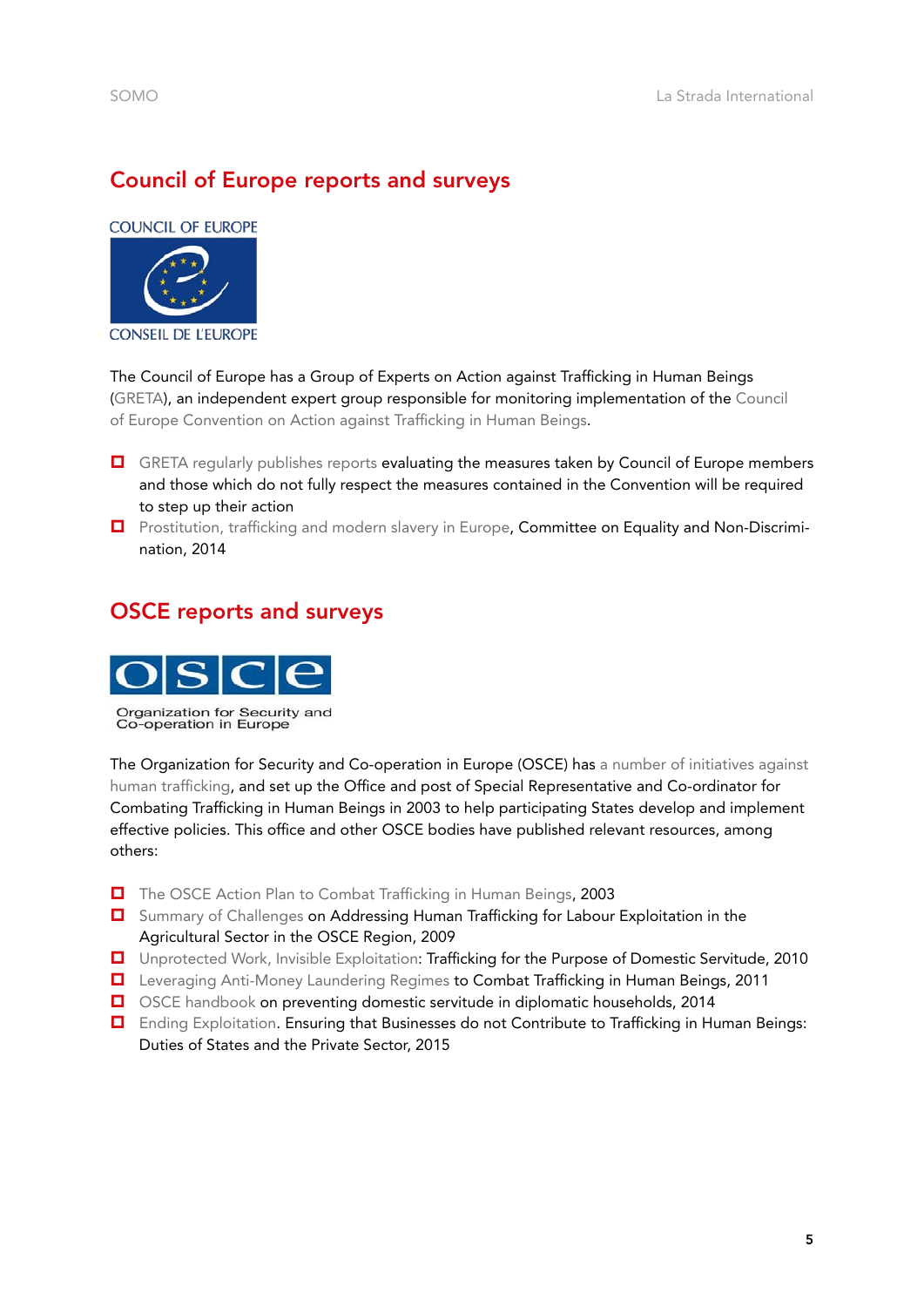## Council of Europe reports and surveys

The Council of Europe has a Group of Experts on Action against Trafficking in Human Beings (GRETA), an independent expert group responsible for monitoring implementation of the Council of Europe Convention on Action against Trafficking in Human Beings.

- GRETA regularly publishes reports evaluating the measures taken by Council of Europe members and those which do not fully respect the measures contained in the Convention will be required to step up their action
- Prostitution, trafficking and modern slavery in Europe, Committee on Equality and Non-Discrimination, 2014

## OSCE reports and surveys

The Organization for Security and Co-operation in Europe (OSCE) has a number of initiatives against human trafficking, and set up the Office and post of Special Representative and Co-ordinator for Combating Trafficking in Human Beings in 2003 to help participating States develop and implement effective policies. This office and other OSCE bodies have published relevant resources, among others:

- The OSCE Action Plan to Combat Trafficking in Human Beings, 2003
- Summary of Challenges on Addressing Human Trafficking for Labour Exploitation in the Agricultural Sector in the OSCE Region, 2009
- Unprotected Work, Invisible Exploitation: Trafficking for the Purpose of Domestic Servitude, 2010
- Leveraging Anti-Money Laundering Regimes to Combat Trafficking in Human Beings, 2011
- OSCE handbook on preventing domestic servitude in diplomatic households, 2014
- Ending Exploitation. Ensuring that Businesses do not Contribute to Trafficking in Human Beings: Duties of States and the Private Sector, 2015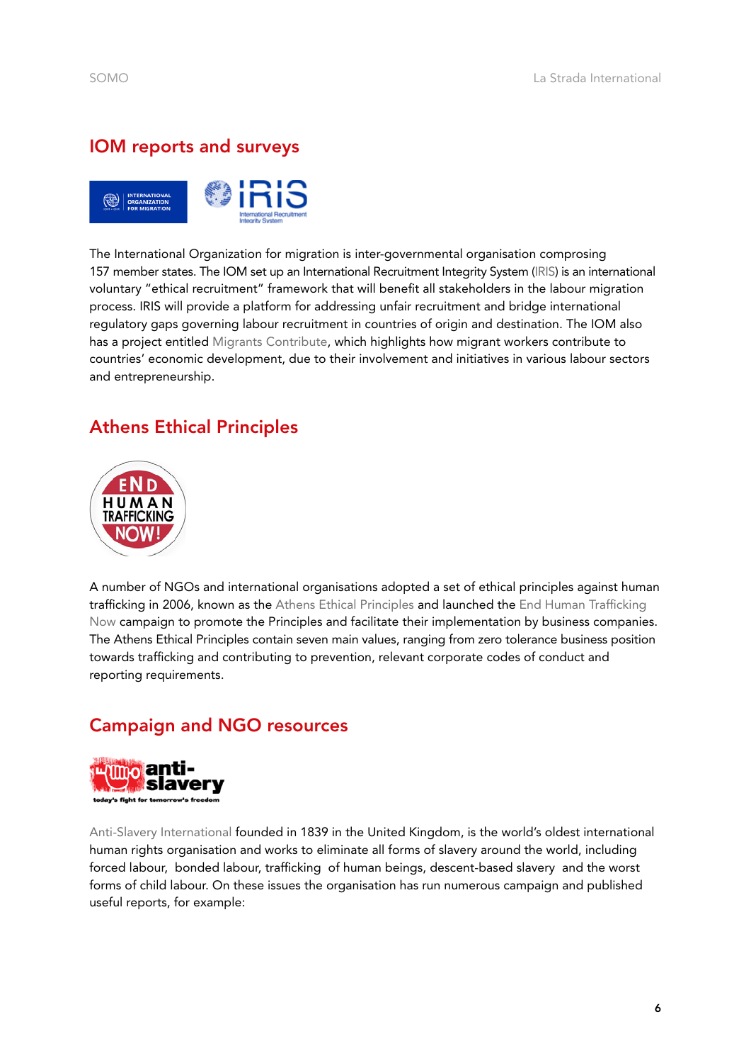## IOM reports and surveys

The International Organization for migration is inter-governmental organisation comprosing 157 member states. The IOM set up an International Recruitment Integrity System (IRIS) is an international voluntary "ethical recruitment" framework that will benefit all stakeholders in the labour migration process. IRIS will provide a platform for addressing unfair recruitment and bridge international regulatory gaps governing labour recruitment in countries of origin and destination. The IOM also has a project entitled Migrants Contribute, which highlights how migrant workers contribute to countries' economic development, due to their involvement and initiatives in various labour sectors and entrepreneurship.

## Athens Ethical Principles

A number of NGOs and international organisations adopted a set of ethical principles against human trafficking in 2006, known as the Athens Ethical Principles and launched the End Human Trafficking Now campaign to promote the Principles and facilitate their implementation by business companies. The Athens Ethical Principles contain seven main values, ranging from zero tolerance business position towards trafficking and contributing to prevention, relevant corporate codes of conduct and reporting requirements.

## Campaign and NGO resources

Anti-Slavery International founded in 1839 in the United Kingdom, is the world's oldest international human rights organisation and works to eliminate all forms of slavery around the world, including forced labour, bonded labour, trafficking of human beings, descent-based slavery and the worst forms of child labour. On these issues the organisation has run numerous campaign and published useful reports, for example: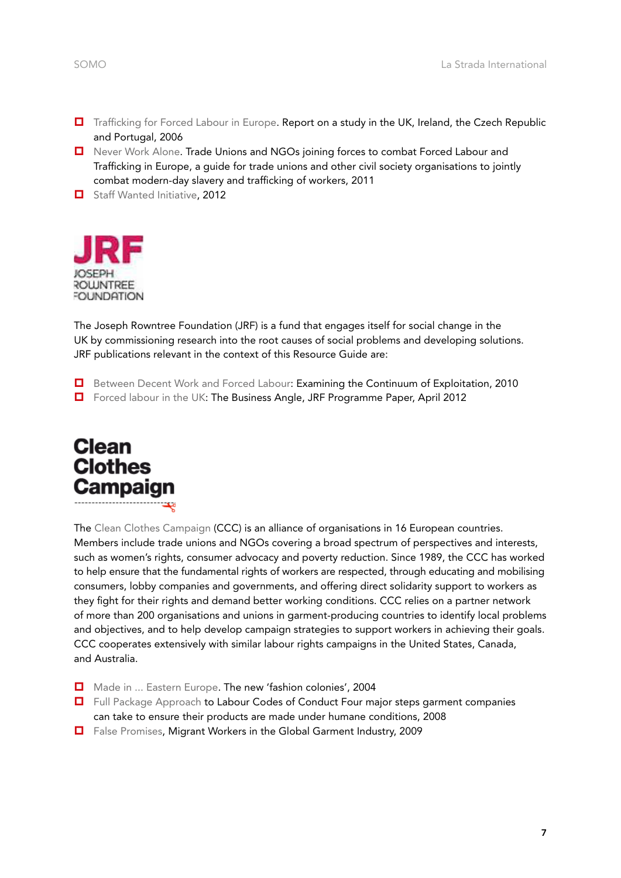- Trafficking for Forced Labour in Europe. Report on a study in the UK, Ireland, the Czech Republic and Portugal, 2006
- Never Work Alone. Trade Unions and NGOs joining forces to combat Forced Labour and Trafficking in Europe, a guide for trade unions and other civil society organisations to jointly combat modern-day slavery and trafficking of workers, 2011
- Staff Wanted Initiative, 2012

JRF
JOSEPH ROWNTREE FOUNDATION

The Joseph Rowntree Foundation (JRF) is a fund that engages itself for social change in the UK by commissioning research into the root causes of social problems and developing solutions. JRF publications relevant in the context of this Resource Guide are:

- Between Decent Work and Forced Labour: Examining the Continuum of Exploitation, 2010
- Forced labour in the UK: The Business Angle, JRF Programme Paper, April 2012

Clean Clothes Campaign

The Clean Clothes Campaign (CCC) is an alliance of organisations in 16 European countries. Members include trade unions and NGOs covering a broad spectrum of perspectives and interests, such as women's rights, consumer advocacy and poverty reduction. Since 1989, the CCC has worked to help ensure that the fundamental rights of workers are respected, through educating and mobilising consumers, lobby companies and governments, and offering direct solidarity support to workers as they fight for their rights and demand better working conditions. CCC relies on a partner network of more than 200 organisations and unions in garment-producing countries to identify local problems and objectives, and to help develop campaign strategies to support workers in achieving their goals. CCC cooperates extensively with similar labour rights campaigns in the United States, Canada, and Australia.

- Made in ... Eastern Europe. The new 'fashion colonies', 2004
- Full Package Approach to Labour Codes of Conduct Four major steps garment companies can take to ensure their products are made under humane conditions, 2008
- False Promises, Migrant Workers in the Global Garment Industry, 2009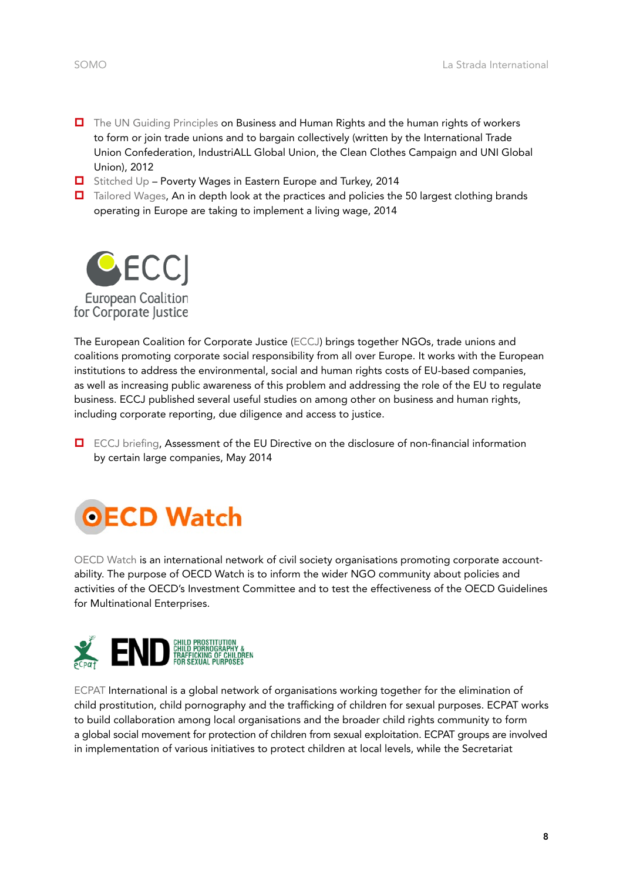- The UN Guiding Principles on Business and Human Rights and the human rights of workers to form or join trade unions and to bargain collectively (written by the International Trade Union Confederation, IndustriALL Global Union, the Clean Clothes Campaign and UNI Global Union), 2012
- Stitched Up – Poverty Wages in Eastern Europe and Turkey, 2014
- Tailored Wages, An in depth look at the practices and policies the 50 largest clothing brands operating in Europe are taking to implement a living wage, 2014

ECCJ
European Coalition for Corporate Justice

The European Coalition for Corporate Justice (ECCJ) brings together NGOs, trade unions and coalitions promoting corporate social responsibility from all over Europe. It works with the European institutions to address the environmental, social and human rights costs of EU-based companies, as well as increasing public awareness of this problem and addressing the role of the EU to regulate business. ECCJ published several useful studies on among other on business and human rights, including corporate reporting, due diligence and access to justice.

- ECCJ briefing, Assessment of the EU Directive on the disclosure of non-financial information by certain large companies, May 2014

OECD Watch

OECD Watch is an international network of civil society organisations promoting corporate accountability. The purpose of OECD Watch is to inform the wider NGO community about policies and activities of the OECD's Investment Committee and to test the effectiveness of the OECD Guidelines for Multinational Enterprises.

ecpat END CHILD PROSTITUTION CHILD PORNOGRAPHY & TRAFFICKING OF CHILDREN FOR SEXUAL PURPOSES

ECPAT International is a global network of organisations working together for the elimination of child prostitution, child pornography and the trafficking of children for sexual purposes. ECPAT works to build collaboration among local organisations and the broader child rights community to form a global social movement for protection of children from sexual exploitation. ECPAT groups are involved in implementation of various initiatives to protect children at local levels, while the Secretariat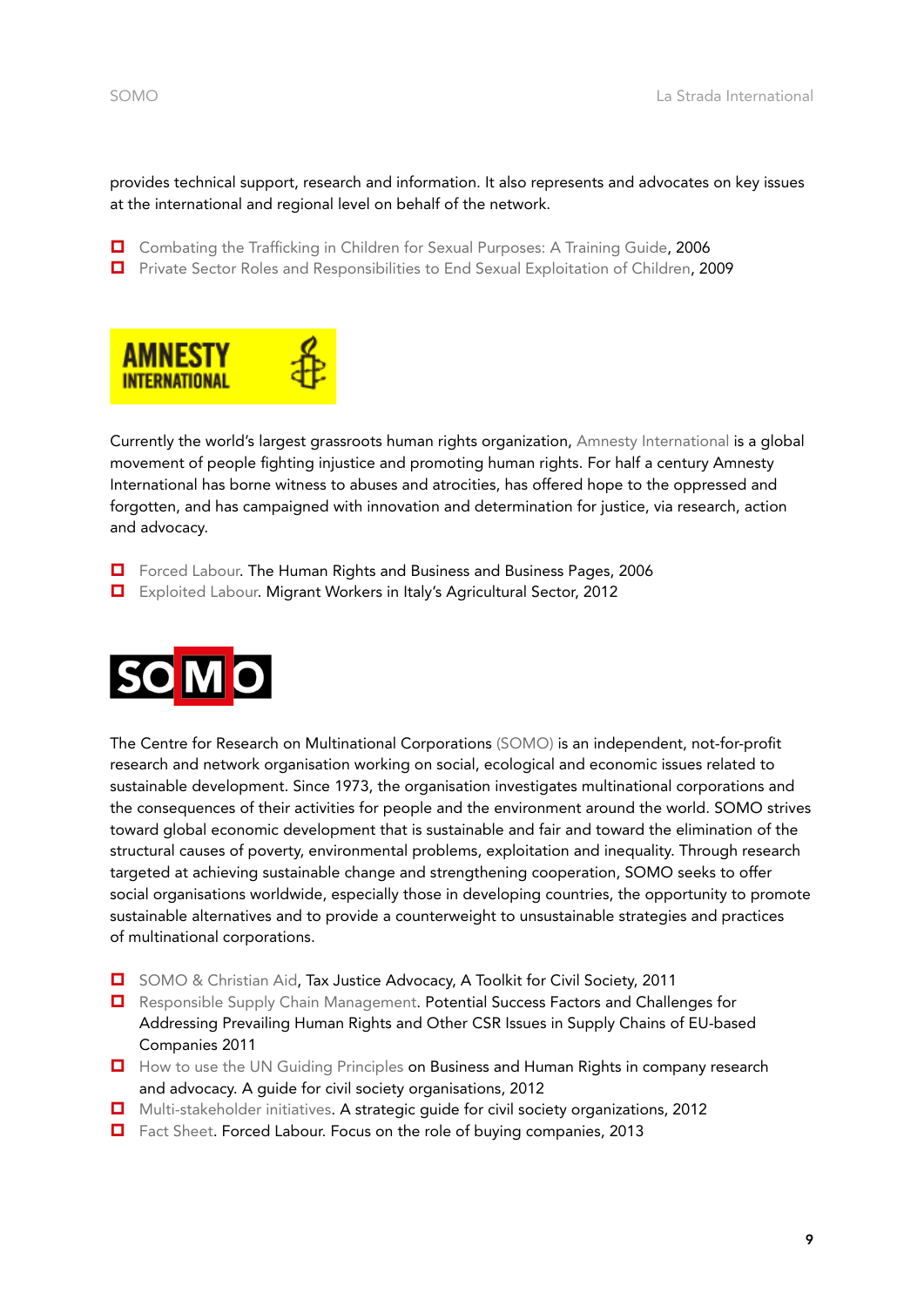provides technical support, research and information. It also represents and advocates on key issues at the international and regional level on behalf of the network.

- Combating the Trafficking in Children for Sexual Purposes: A Training Guide, 2006
- Private Sector Roles and Responsibilities to End Sexual Exploitation of Children, 2009

AMNESTY INTERNATIONAL

Currently the world's largest grassroots human rights organization, Amnesty International is a global movement of people fighting injustice and promoting human rights. For half a century Amnesty International has borne witness to abuses and atrocities, has offered hope to the oppressed and forgotten, and has campaigned with innovation and determination for justice, via research, action and advocacy.

- Forced Labour. The Human Rights and Business and Business Pages, 2006
- Exploited Labour. Migrant Workers in Italy's Agricultural Sector, 2012

SOMO

The Centre for Research on Multinational Corporations (SOMO) is an independent, not-for-profit research and network organisation working on social, ecological and economic issues related to sustainable development. Since 1973, the organisation investigates multinational corporations and the consequences of their activities for people and the environment around the world. SOMO strives toward global economic development that is sustainable and fair and toward the elimination of the structural causes of poverty, environmental problems, exploitation and inequality. Through research targeted at achieving sustainable change and strengthening cooperation, SOMO seeks to offer social organisations worldwide, especially those in developing countries, the opportunity to promote sustainable alternatives and to provide a counterweight to unsustainable strategies and practices of multinational corporations.

- SOMO & Christian Aid, Tax Justice Advocacy, A Toolkit for Civil Society, 2011
- Responsible Supply Chain Management. Potential Success Factors and Challenges for Addressing Prevailing Human Rights and Other CSR Issues in Supply Chains of EU-based Companies 2011
- How to use the UN Guiding Principles on Business and Human Rights in company research and advocacy. A guide for civil society organisations, 2012
- Multi-stakeholder initiatives. A strategic guide for civil society organizations, 2012
- Fact Sheet. Forced Labour. Focus on the role of buying companies, 2013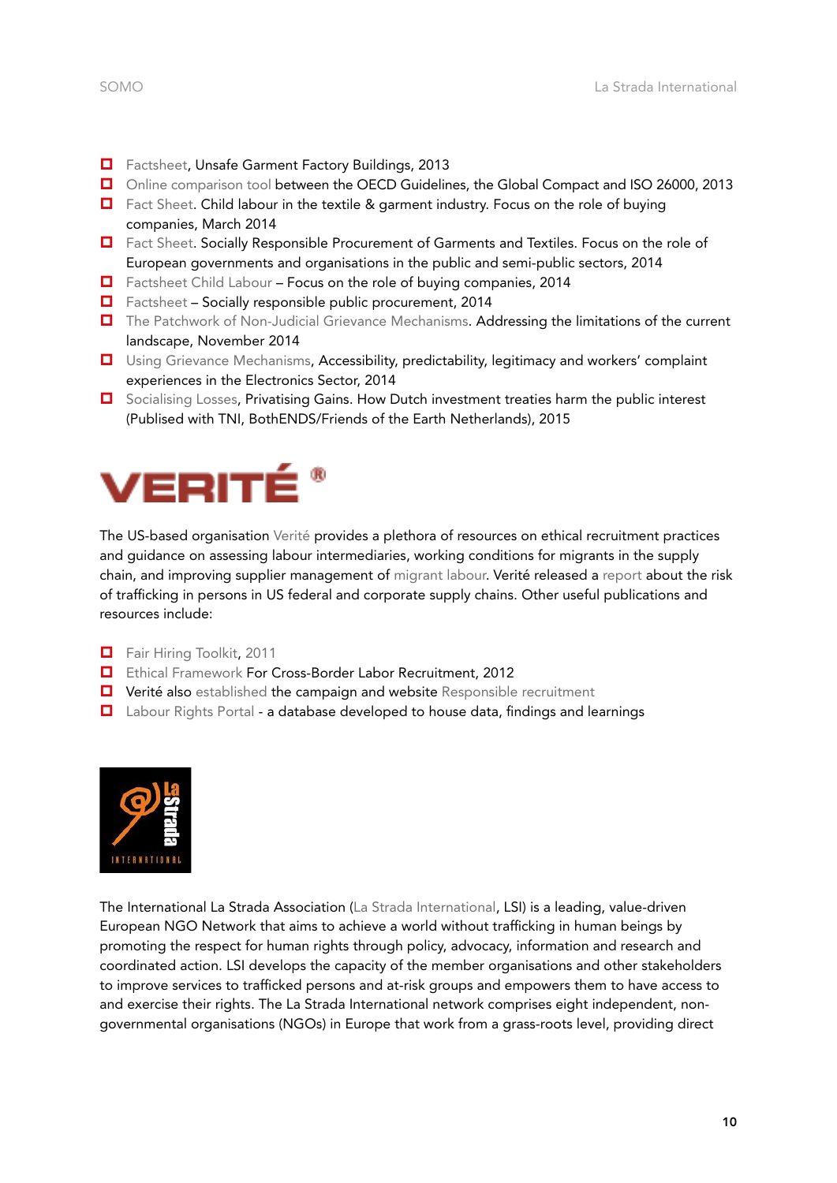- Factsheet, Unsafe Garment Factory Buildings, 2013
- Online comparison tool between the OECD Guidelines, the Global Compact and ISO 26000, 2013
- Fact Sheet. Child labour in the textile & garment industry. Focus on the role of buying companies, March 2014
- Fact Sheet. Socially Responsible Procurement of Garments and Textiles. Focus on the role of European governments and organisations in the public and semi-public sectors, 2014
- Factsheet Child Labour – Focus on the role of buying companies, 2014
- Factsheet – Socially responsible public procurement, 2014
- The Patchwork of Non-Judicial Grievance Mechanisms. Addressing the limitations of the current landscape, November 2014
- Using Grievance Mechanisms, Accessibility, predictability, legitimacy and workers' complaint experiences in the Electronics Sector, 2014
- Socialising Losses, Privatising Gains. How Dutch investment treaties harm the public interest (Publised with TNI, BothENDS/Friends of the Earth Netherlands), 2015

## VERITÉ®

The US-based organisation Verité provides a plethora of resources on ethical recruitment practices and guidance on assessing labour intermediaries, working conditions for migrants in the supply chain, and improving supplier management of migrant labour. Verité released a report about the risk of trafficking in persons in US federal and corporate supply chains. Other useful publications and resources include:

- Fair Hiring Toolkit, 2011
- Ethical Framework For Cross-Border Labor Recruitment, 2012
- Verité also established the campaign and website Responsible recruitment
- Labour Rights Portal - a database developed to house data, findings and learnings

## La Strada International

The International La Strada Association (La Strada International, LSI) is a leading, value-driven European NGO Network that aims to achieve a world without trafficking in human beings by promoting the respect for human rights through policy, advocacy, information and research and coordinated action. LSI develops the capacity of the member organisations and other stakeholders to improve services to trafficked persons and at-risk groups and empowers them to have access to and exercise their rights. The La Strada International network comprises eight independent, non-governmental organisations (NGOs) in Europe that work from a grass-roots level, providing direct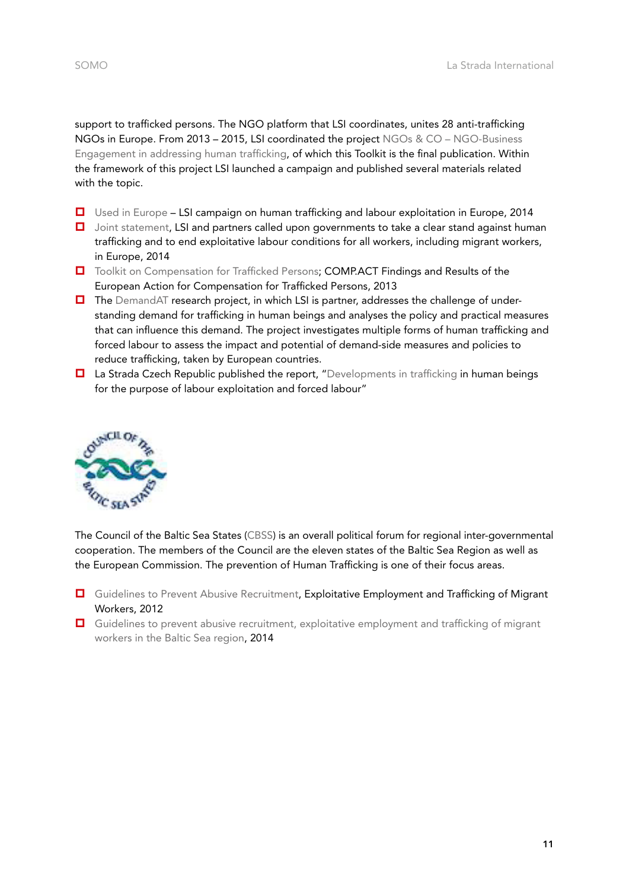support to trafficked persons. The NGO platform that LSI coordinates, unites 28 anti-trafficking NGOs in Europe. From 2013 – 2015, LSI coordinated the project NGOs & CO – NGO-Business Engagement in addressing human trafficking, of which this Toolkit is the final publication. Within the framework of this project LSI launched a campaign and published several materials related with the topic.

- Used in Europe – LSI campaign on human trafficking and labour exploitation in Europe, 2014
- Joint statement, LSI and partners called upon governments to take a clear stand against human trafficking and to end exploitative labour conditions for all workers, including migrant workers, in Europe, 2014
- Toolkit on Compensation for Trafficked Persons; COMP.ACT Findings and Results of the European Action for Compensation for Trafficked Persons, 2013
- The DemandAT research project, in which LSI is partner, addresses the challenge of under-standing demand for trafficking in human beings and analyses the policy and practical measures that can influence this demand. The project investigates multiple forms of human trafficking and forced labour to assess the impact and potential of demand-side measures and policies to reduce trafficking, taken by European countries.
- La Strada Czech Republic published the report, "Developments in trafficking in human beings for the purpose of labour exploitation and forced labour"

The Council of the Baltic Sea States (CBSS) is an overall political forum for regional inter-governmental cooperation. The members of the Council are the eleven states of the Baltic Sea Region as well as the European Commission. The prevention of Human Trafficking is one of their focus areas.

- Guidelines to Prevent Abusive Recruitment, Exploitative Employment and Trafficking of Migrant Workers, 2012
- Guidelines to prevent abusive recruitment, exploitative employment and trafficking of migrant workers in the Baltic Sea region, 2014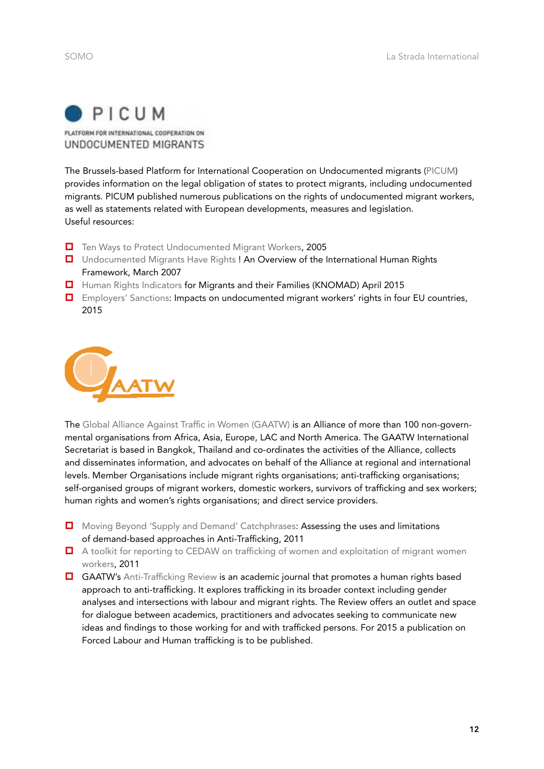# PICUM

PLATFORM FOR INTERNATIONAL COOPERATION ON UNDOCUMENTED MIGRANTS

The Brussels-based Platform for International Cooperation on Undocumented migrants (PICUM) provides information on the legal obligation of states to protect migrants, including undocumented migrants. PICUM published numerous publications on the rights of undocumented migrant workers, as well as statements related with European developments, measures and legislation.
Useful resources:

- Ten Ways to Protect Undocumented Migrant Workers, 2005
- Undocumented Migrants Have Rights ! An Overview of the International Human Rights Framework, March 2007
- Human Rights Indicators for Migrants and their Families (KNOMAD) April 2015
- Employers' Sanctions: Impacts on undocumented migrant workers' rights in four EU countries, 2015

# GAATW

The Global Alliance Against Traffic in Women (GAATW) is an Alliance of more than 100 non-governmental organisations from Africa, Asia, Europe, LAC and North America. The GAATW International Secretariat is based in Bangkok, Thailand and co-ordinates the activities of the Alliance, collects and disseminates information, and advocates on behalf of the Alliance at regional and international levels. Member Organisations include migrant rights organisations; anti-trafficking organisations; self-organised groups of migrant workers, domestic workers, survivors of trafficking and sex workers; human rights and women's rights organisations; and direct service providers.

- Moving Beyond 'Supply and Demand' Catchphrases: Assessing the uses and limitations of demand-based approaches in Anti-Trafficking, 2011
- A toolkit for reporting to CEDAW on trafficking of women and exploitation of migrant women workers, 2011
- GAATW's Anti-Trafficking Review is an academic journal that promotes a human rights based approach to anti-trafficking. It explores trafficking in its broader context including gender analyses and intersections with labour and migrant rights. The Review offers an outlet and space for dialogue between academics, practitioners and advocates seeking to communicate new ideas and findings to those working for and with trafficked persons. For 2015 a publication on Forced Labour and Human trafficking is to be published.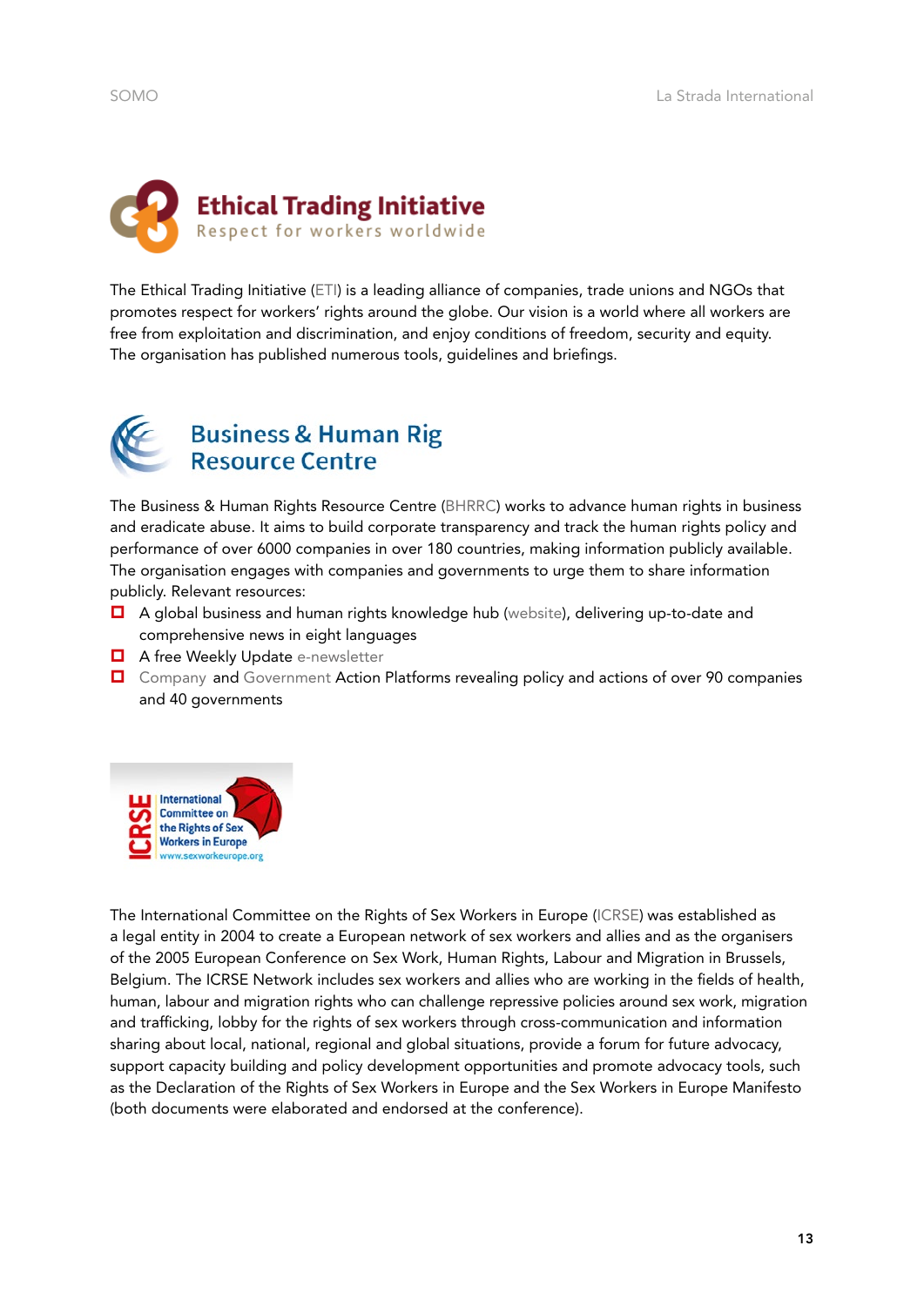## Ethical Trading Initiative

Respect for workers worldwide

The Ethical Trading Initiative (ETI) is a leading alliance of companies, trade unions and NGOs that promotes respect for workers' rights around the globe. Our vision is a world where all workers are free from exploitation and discrimination, and enjoy conditions of freedom, security and equity. The organisation has published numerous tools, guidelines and briefings.

## Business & Human Rig Resource Centre

The Business & Human Rights Resource Centre (BHRRC) works to advance human rights in business and eradicate abuse. It aims to build corporate transparency and track the human rights policy and performance of over 6000 companies in over 180 countries, making information publicly available. The organisation engages with companies and governments to urge them to share information publicly. Relevant resources:

- A global business and human rights knowledge hub (website), delivering up-to-date and comprehensive news in eight languages
- A free Weekly Update e-newsletter
- Company and Government Action Platforms revealing policy and actions of over 90 companies and 40 governments

## ICRSE – International Committee on the Rights of Sex Workers in Europe

www.sexworkeurope.org

The International Committee on the Rights of Sex Workers in Europe (ICRSE) was established as a legal entity in 2004 to create a European network of sex workers and allies and as the organisers of the 2005 European Conference on Sex Work, Human Rights, Labour and Migration in Brussels, Belgium. The ICRSE Network includes sex workers and allies who are working in the fields of health, human, labour and migration rights who can challenge repressive policies around sex work, migration and trafficking, lobby for the rights of sex workers through cross-communication and information sharing about local, national, regional and global situations, provide a forum for future advocacy, support capacity building and policy development opportunities and promote advocacy tools, such as the Declaration of the Rights of Sex Workers in Europe and the Sex Workers in Europe Manifesto (both documents were elaborated and endorsed at the conference).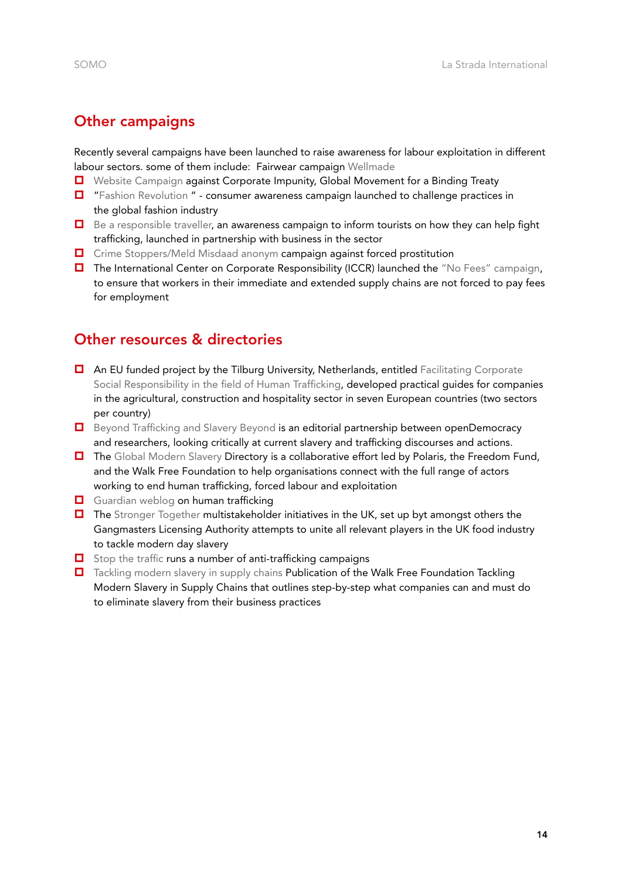## Other campaigns

Recently several campaigns have been launched to raise awareness for labour exploitation in different labour sectors. some of them include: Fairwear campaign Wellmade

- Website Campaign against Corporate Impunity, Global Movement for a Binding Treaty
- "Fashion Revolution " - consumer awareness campaign launched to challenge practices in the global fashion industry
- Be a responsible traveller, an awareness campaign to inform tourists on how they can help fight trafficking, launched in partnership with business in the sector
- Crime Stoppers/Meld Misdaad anonym campaign against forced prostitution
- The International Center on Corporate Responsibility (ICCR) launched the "No Fees" campaign, to ensure that workers in their immediate and extended supply chains are not forced to pay fees for employment

## Other resources & directories

- An EU funded project by the Tilburg University, Netherlands, entitled Facilitating Corporate Social Responsibility in the field of Human Trafficking, developed practical guides for companies in the agricultural, construction and hospitality sector in seven European countries (two sectors per country)
- Beyond Trafficking and Slavery Beyond is an editorial partnership between openDemocracy and researchers, looking critically at current slavery and trafficking discourses and actions.
- The Global Modern Slavery Directory is a collaborative effort led by Polaris, the Freedom Fund, and the Walk Free Foundation to help organisations connect with the full range of actors working to end human trafficking, forced labour and exploitation
- Guardian weblog on human trafficking
- The Stronger Together multistakeholder initiatives in the UK, set up byt amongst others the Gangmasters Licensing Authority attempts to unite all relevant players in the UK food industry to tackle modern day slavery
- Stop the traffic runs a number of anti-trafficking campaigns
- Tackling modern slavery in supply chains Publication of the Walk Free Foundation Tackling Modern Slavery in Supply Chains that outlines step-by-step what companies can and must do to eliminate slavery from their business practices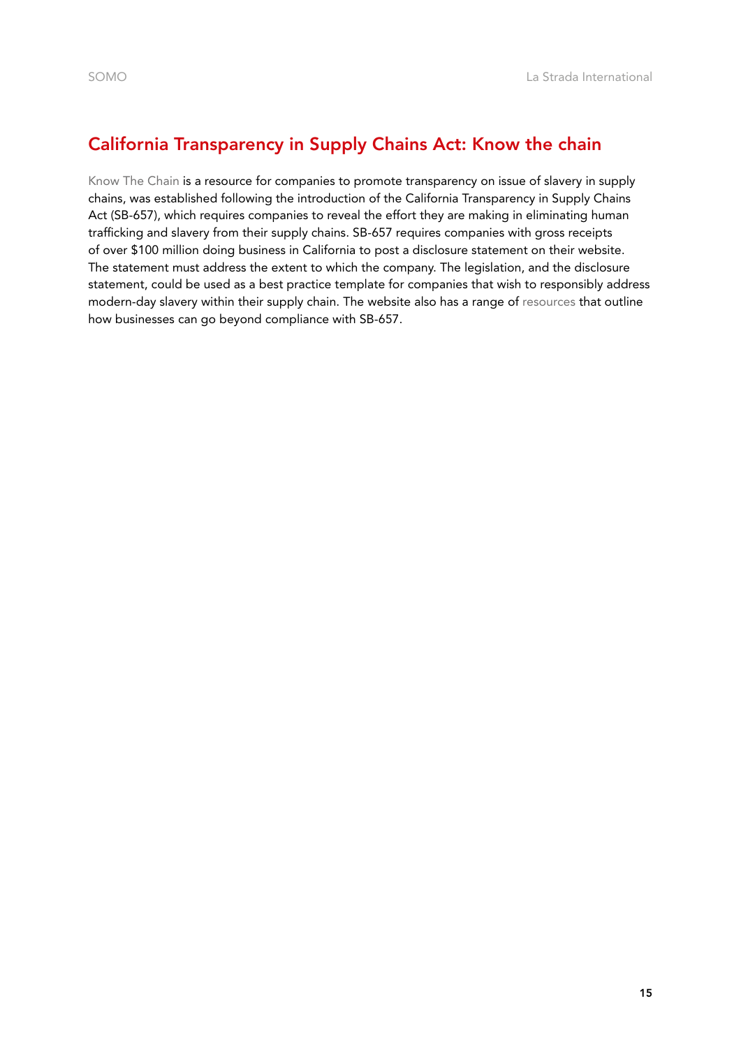## California Transparency in Supply Chains Act: Know the chain

Know The Chain is a resource for companies to promote transparency on issue of slavery in supply chains, was established following the introduction of the California Transparency in Supply Chains Act (SB-657), which requires companies to reveal the effort they are making in eliminating human trafficking and slavery from their supply chains. SB-657 requires companies with gross receipts of over $100 million doing business in California to post a disclosure statement on their website. The statement must address the extent to which the company. The legislation, and the disclosure statement, could be used as a best practice template for companies that wish to responsibly address modern-day slavery within their supply chain. The website also has a range of resources that outline how businesses can go beyond compliance with SB-657.